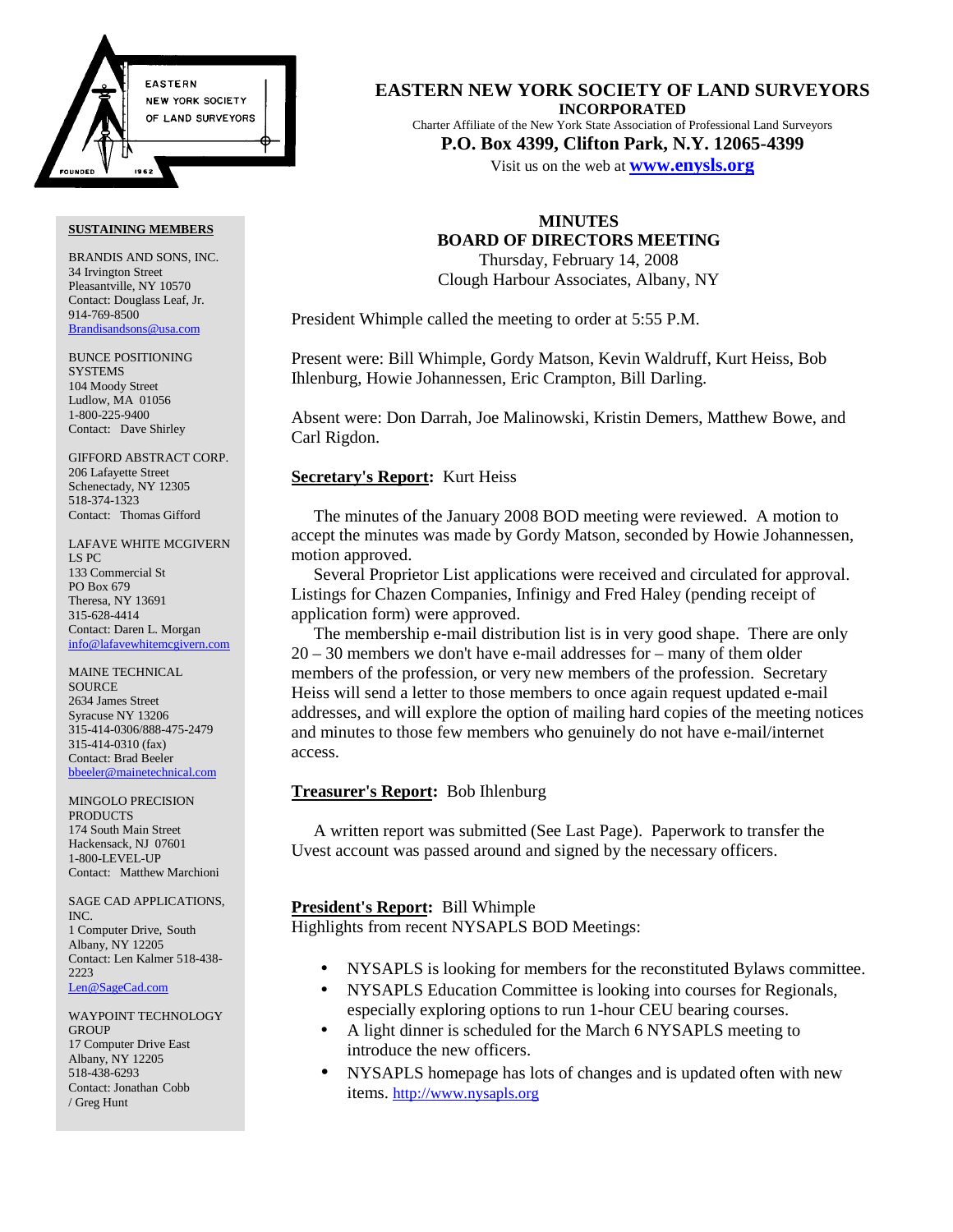# EASTERN NEW YORK SOCIETY OF LAND SURVEYORS

**INCORPORATED**

Charter Affiliate of the New York State Association of Professional Land Surveyors

**P.O. Box 4399, Clifton Park, N.Y. 12065-4399**

Visit us on the web at **www.enysls.org**

**SUSTAINING MEMBERS**

BRANDIS AND SONS, INC.
34 Irvington Street
Pleasantville, NY 10570
Contact: Douglass Leaf, Jr.
914-769-8500
Brandisandsons@usa.com

BUNCE POSITIONING SYSTEMS
104 Moody Street
Ludlow, MA 01056
1-800-225-9400
Contact: Dave Shirley

GIFFORD ABSTRACT CORP.
206 Lafayette Street
Schenectady, NY 12305
518-374-1323
Contact: Thomas Gifford

LAFAVE WHITE MCGIVERN LS PC
133 Commercial St
PO Box 679
Theresa, NY 13691
315-628-4414
Contact: Daren L. Morgan
info@lafavewhitemcgivern.com

MAINE TECHNICAL SOURCE
2634 James Street
Syracuse NY 13206
315-414-0306/888-475-2479
315-414-0310 (fax)
Contact: Brad Beeler
bbeeler@mainetechnical.com

MINGOLO PRECISION PRODUCTS
174 South Main Street
Hackensack, NJ 07601
1-800-LEVEL-UP
Contact: Matthew Marchioni

SAGE CAD APPLICATIONS, INC.
1 Computer Drive, South
Albany, NY 12205
Contact: Len Kalmer 518-438-2223
Len@SageCad.com

WAYPOINT TECHNOLOGY GROUP
17 Computer Drive East
Albany, NY 12205
518-438-6293
Contact: Jonathan Cobb / Greg Hunt

## MINUTES
## BOARD OF DIRECTORS MEETING

Thursday, February 14, 2008
Clough Harbour Associates, Albany, NY

President Whimple called the meeting to order at 5:55 P.M.

Present were: Bill Whimple, Gordy Matson, Kevin Waldruff, Kurt Heiss, Bob Ihlenburg, Howie Johannessen, Eric Crampton, Bill Darling.

Absent were: Don Darrah, Joe Malinowski, Kristin Demers, Matthew Bowe, and Carl Rigdon.

**Secretary's Report:** Kurt Heiss

The minutes of the January 2008 BOD meeting were reviewed. A motion to accept the minutes was made by Gordy Matson, seconded by Howie Johannessen, motion approved.

Several Proprietor List applications were received and circulated for approval. Listings for Chazen Companies, Infinigy and Fred Haley (pending receipt of application form) were approved.

The membership e-mail distribution list is in very good shape. There are only 20 – 30 members we don't have e-mail addresses for – many of them older members of the profession, or very new members of the profession. Secretary Heiss will send a letter to those members to once again request updated e-mail addresses, and will explore the option of mailing hard copies of the meeting notices and minutes to those few members who genuinely do not have e-mail/internet access.

**Treasurer's Report:** Bob Ihlenburg

A written report was submitted (See Last Page). Paperwork to transfer the Uvest account was passed around and signed by the necessary officers.

**President's Report:** Bill Whimple
Highlights from recent NYSAPLS BOD Meetings:

- NYSAPLS is looking for members for the reconstituted Bylaws committee.
- NYSAPLS Education Committee is looking into courses for Regionals, especially exploring options to run 1-hour CEU bearing courses.
- A light dinner is scheduled for the March 6 NYSAPLS meeting to introduce the new officers.
- NYSAPLS homepage has lots of changes and is updated often with new items. http://www.nysapls.org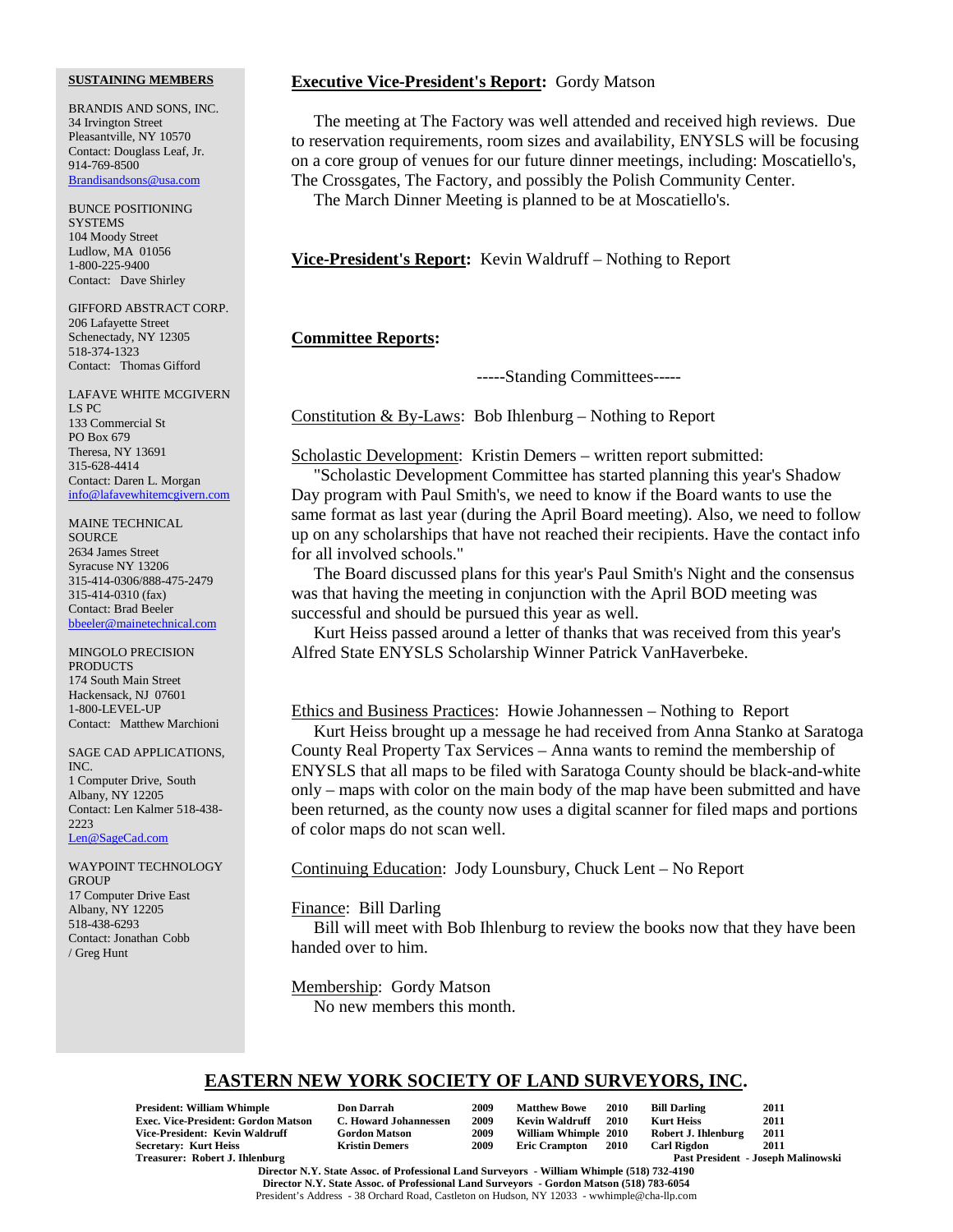**SUSTAINING MEMBERS**

BRANDIS AND SONS, INC.
34 Irvington Street
Pleasantville, NY 10570
Contact: Douglass Leaf, Jr.
914-769-8500
Brandisandsons@usa.com

BUNCE POSITIONING SYSTEMS
104 Moody Street
Ludlow, MA 01056
1-800-225-9400
Contact: Dave Shirley

GIFFORD ABSTRACT CORP.
206 Lafayette Street
Schenectady, NY 12305
518-374-1323
Contact: Thomas Gifford

LAFAVE WHITE MCGIVERN LS PC
133 Commercial St
PO Box 679
Theresa, NY 13691
315-628-4414
Contact: Daren L. Morgan
info@lafavewhitemcgivern.com

MAINE TECHNICAL SOURCE
2634 James Street
Syracuse NY 13206
315-414-0306/888-475-2479
315-414-0310 (fax)
Contact: Brad Beeler
bbeeler@mainetechnical.com

MINGOLO PRECISION PRODUCTS
174 South Main Street
Hackensack, NJ 07601
1-800-LEVEL-UP
Contact: Matthew Marchioni

SAGE CAD APPLICATIONS, INC.
1 Computer Drive, South
Albany, NY 12205
Contact: Len Kalmer 518-438-2223
Len@SageCad.com

WAYPOINT TECHNOLOGY GROUP
17 Computer Drive East
Albany, NY 12205
518-438-6293
Contact: Jonathan Cobb / Greg Hunt

**Executive Vice-President's Report:** Gordy Matson

The meeting at The Factory was well attended and received high reviews. Due to reservation requirements, room sizes and availability, ENYSLS will be focusing on a core group of venues for our future dinner meetings, including: Moscatiello's, The Crossgates, The Factory, and possibly the Polish Community Center.

The March Dinner Meeting is planned to be at Moscatiello's.

**Vice-President's Report:** Kevin Waldruff – Nothing to Report

**Committee Reports:**

-----Standing Committees-----

Constitution & By-Laws: Bob Ihlenburg – Nothing to Report

Scholastic Development: Kristin Demers – written report submitted:

"Scholastic Development Committee has started planning this year's Shadow Day program with Paul Smith's, we need to know if the Board wants to use the same format as last year (during the April Board meeting). Also, we need to follow up on any scholarships that have not reached their recipients. Have the contact info for all involved schools."

The Board discussed plans for this year's Paul Smith's Night and the consensus was that having the meeting in conjunction with the April BOD meeting was successful and should be pursued this year as well.

Kurt Heiss passed around a letter of thanks that was received from this year's Alfred State ENYSLS Scholarship Winner Patrick VanHaverbeke.

Ethics and Business Practices: Howie Johannessen – Nothing to Report

Kurt Heiss brought up a message he had received from Anna Stanko at Saratoga County Real Property Tax Services – Anna wants to remind the membership of ENYSLS that all maps to be filed with Saratoga County should be black-and-white only – maps with color on the main body of the map have been submitted and have been returned, as the county now uses a digital scanner for filed maps and portions of color maps do not scan well.

Continuing Education: Jody Lounsbury, Chuck Lent – No Report

Finance: Bill Darling

Bill will meet with Bob Ihlenburg to review the books now that they have been handed over to him.

Membership: Gordy Matson

No new members this month.

**EASTERN NEW YORK SOCIETY OF LAND SURVEYORS, INC.**

| | | | | | | |
|---|---|---|---|---|---|---|
| **President: William Whimple** | **Don Darrah** | **2009** | **Matthew Bowe** | **2010** | **Bill Darling** | **2011** |
| **Exec. Vice-President: Gordon Matson** | **C. Howard Johannessen** | **2009** | **Kevin Waldruff** | **2010** | **Kurt Heiss** | **2011** |
| **Vice-President: Kevin Waldruff** | **Gordon Matson** | **2009** | **William Whimple** | **2010** | **Robert J. Ihlenburg** | **2011** |
| **Secretary: Kurt Heiss** | **Kristin Demers** | **2009** | **Eric Crampton** | **2010** | **Carl Rigdon** | **2011** |
| **Treasurer: Robert J. Ihlenburg** | | | | | **Past President - Joseph Malinowski** | |

**Director N.Y. State Assoc. of Professional Land Surveyors - William Whimple (518) 732-4190**
**Director N.Y. State Assoc. of Professional Land Surveyors - Gordon Matson (518) 783-6054**
President's Address - 38 Orchard Road, Castleton on Hudson, NY 12033 - wwhimple@cha-llp.com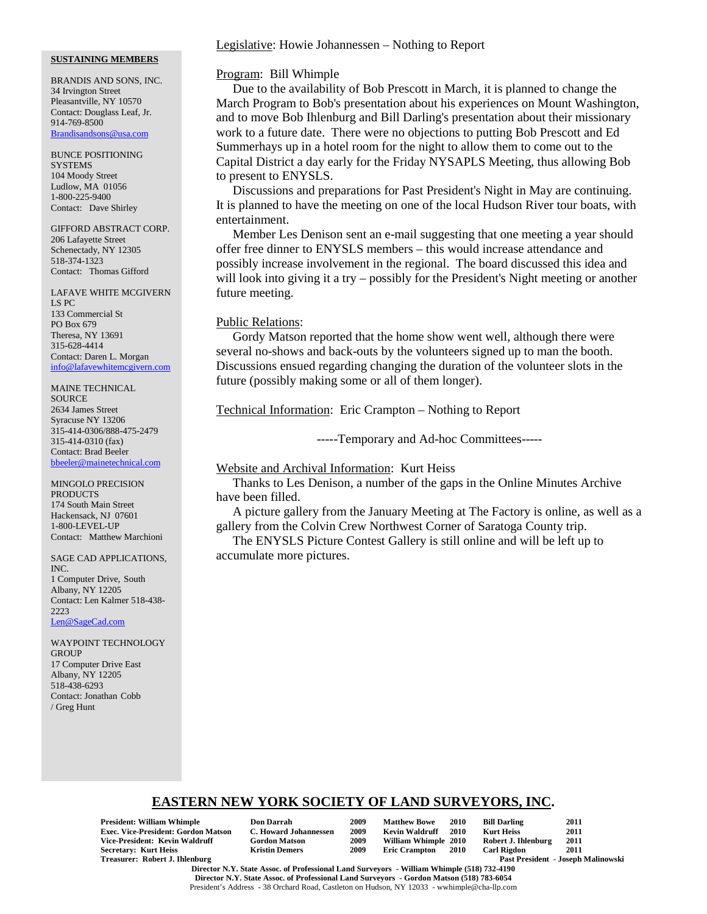**SUSTAINING MEMBERS**

BRANDIS AND SONS, INC.
34 Irvington Street
Pleasantville, NY 10570
Contact: Douglass Leaf, Jr.
914-769-8500
Brandisandsons@usa.com

BUNCE POSITIONING SYSTEMS
104 Moody Street
Ludlow, MA 01056
1-800-225-9400
Contact: Dave Shirley

GIFFORD ABSTRACT CORP.
206 Lafayette Street
Schenectady, NY 12305
518-374-1323
Contact: Thomas Gifford

LAFAVE WHITE MCGIVERN LS PC
133 Commercial St
PO Box 679
Theresa, NY 13691
315-628-4414
Contact: Daren L. Morgan
info@lafavewhitemcgivern.com

MAINE TECHNICAL SOURCE
2634 James Street
Syracuse NY 13206
315-414-0306/888-475-2479
315-414-0310 (fax)
Contact: Brad Beeler
bbeeler@mainetechnical.com

MINGOLO PRECISION PRODUCTS
174 South Main Street
Hackensack, NJ 07601
1-800-LEVEL-UP
Contact: Matthew Marchioni

SAGE CAD APPLICATIONS, INC.
1 Computer Drive, South
Albany, NY 12205
Contact: Len Kalmer 518-438-2223
Len@SageCad.com

WAYPOINT TECHNOLOGY GROUP
17 Computer Drive East
Albany, NY 12205
518-438-6293
Contact: Jonathan Cobb / Greg Hunt

Legislative: Howie Johannessen – Nothing to Report

Program: Bill Whimple

Due to the availability of Bob Prescott in March, it is planned to change the March Program to Bob's presentation about his experiences on Mount Washington, and to move Bob Ihlenburg and Bill Darling's presentation about their missionary work to a future date. There were no objections to putting Bob Prescott and Ed Summerhays up in a hotel room for the night to allow them to come out to the Capital District a day early for the Friday NYSAPLS Meeting, thus allowing Bob to present to ENYSLS.

Discussions and preparations for Past President's Night in May are continuing. It is planned to have the meeting on one of the local Hudson River tour boats, with entertainment.

Member Les Denison sent an e-mail suggesting that one meeting a year should offer free dinner to ENYSLS members – this would increase attendance and possibly increase involvement in the regional. The board discussed this idea and will look into giving it a try – possibly for the President's Night meeting or another future meeting.

Public Relations:

Gordy Matson reported that the home show went well, although there were several no-shows and back-outs by the volunteers signed up to man the booth. Discussions ensued regarding changing the duration of the volunteer slots in the future (possibly making some or all of them longer).

Technical Information: Eric Crampton – Nothing to Report

-----Temporary and Ad-hoc Committees-----

Website and Archival Information: Kurt Heiss

Thanks to Les Denison, a number of the gaps in the Online Minutes Archive have been filled.

A picture gallery from the January Meeting at The Factory is online, as well as a gallery from the Colvin Crew Northwest Corner of Saratoga County trip.

The ENYSLS Picture Contest Gallery is still online and will be left up to accumulate more pictures.

## EASTERN NEW YORK SOCIETY OF LAND SURVEYORS, INC.

| | | | | | | | |
|---|---|---|---|---|---|---|---|
| **President: William Whimple** | **Don Darrah** | **2009** | **Matthew Bowe** | **2010** | **Bill Darling** | **2011** |
| **Exec. Vice-President: Gordon Matson** | **C. Howard Johannessen** | **2009** | **Kevin Waldruff** | **2010** | **Kurt Heiss** | **2011** |
| **Vice-President: Kevin Waldruff** | **Gordon Matson** | **2009** | **William Whimple** | **2010** | **Robert J. Ihlenburg** | **2011** |
| **Secretary: Kurt Heiss** | **Kristin Demers** | **2009** | **Eric Crampton** | **2010** | **Carl Rigdon** | **2011** |
| **Treasurer: Robert J. Ihlenburg** | | | | | **Past President - Joseph Malinowski** | |

**Director N.Y. State Assoc. of Professional Land Surveyors - William Whimple (518) 732-4190**
**Director N.Y. State Assoc. of Professional Land Surveyors - Gordon Matson (518) 783-6054**
President's Address - 38 Orchard Road, Castleton on Hudson, NY 12033 - wwhimple@cha-llp.com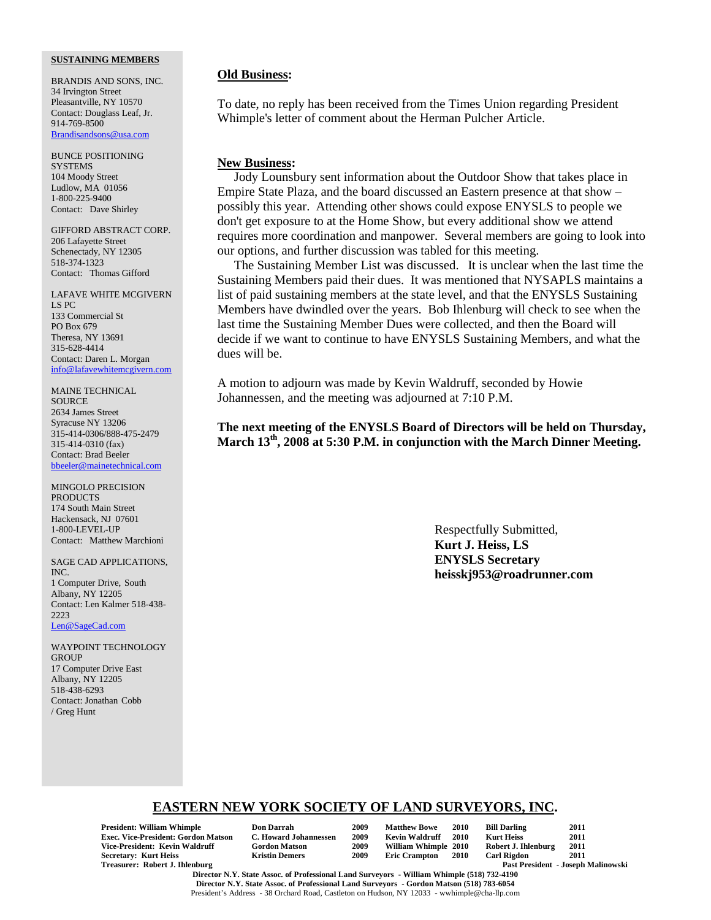**SUSTAINING MEMBERS**

BRANDIS AND SONS, INC.
34 Irvington Street
Pleasantville, NY 10570
Contact: Douglass Leaf, Jr.
914-769-8500
Brandisandsons@usa.com

BUNCE POSITIONING SYSTEMS
104 Moody Street
Ludlow, MA 01056
1-800-225-9400
Contact: Dave Shirley

GIFFORD ABSTRACT CORP.
206 Lafayette Street
Schenectady, NY 12305
518-374-1323
Contact: Thomas Gifford

LAFAVE WHITE MCGIVERN LS PC
133 Commercial St
PO Box 679
Theresa, NY 13691
315-628-4414
Contact: Daren L. Morgan
info@lafavewhitemcgivern.com

MAINE TECHNICAL SOURCE
2634 James Street
Syracuse NY 13206
315-414-0306/888-475-2479
315-414-0310 (fax)
Contact: Brad Beeler
bbeeler@mainetechnical.com

MINGOLO PRECISION PRODUCTS
174 South Main Street
Hackensack, NJ 07601
1-800-LEVEL-UP
Contact: Matthew Marchioni

SAGE CAD APPLICATIONS, INC.
1 Computer Drive, South
Albany, NY 12205
Contact: Len Kalmer 518-438-2223
Len@SageCad.com

WAYPOINT TECHNOLOGY GROUP
17 Computer Drive East
Albany, NY 12205
518-438-6293
Contact: Jonathan Cobb / Greg Hunt

**Old Business:**

To date, no reply has been received from the Times Union regarding President Whimple's letter of comment about the Herman Pulcher Article.

**New Business:**

Jody Lounsbury sent information about the Outdoor Show that takes place in Empire State Plaza, and the board discussed an Eastern presence at that show – possibly this year. Attending other shows could expose ENYSLS to people we don't get exposure to at the Home Show, but every additional show we attend requires more coordination and manpower. Several members are going to look into our options, and further discussion was tabled for this meeting.

The Sustaining Member List was discussed. It is unclear when the last time the Sustaining Members paid their dues. It was mentioned that NYSAPLS maintains a list of paid sustaining members at the state level, and that the ENYSLS Sustaining Members have dwindled over the years. Bob Ihlenburg will check to see when the last time the Sustaining Member Dues were collected, and then the Board will decide if we want to continue to have ENYSLS Sustaining Members, and what the dues will be.

A motion to adjourn was made by Kevin Waldruff, seconded by Howie Johannessen, and the meeting was adjourned at 7:10 P.M.

**The next meeting of the ENYSLS Board of Directors will be held on Thursday, March 13th, 2008 at 5:30 P.M. in conjunction with the March Dinner Meeting.**

Respectfully Submitted,
**Kurt J. Heiss, LS**
**ENYSLS Secretary**
**heisskj953@roadrunner.com**

## EASTERN NEW YORK SOCIETY OF LAND SURVEYORS, INC.

| | | | | | | |
|---|---|---|---|---|---|---|
| **President: William Whimple** | **Don Darrah** | **2009** | **Matthew Bowe** | **2010** | **Bill Darling** | **2011** |
| **Exec. Vice-President: Gordon Matson** | **C. Howard Johannessen** | **2009** | **Kevin Waldruff** | **2010** | **Kurt Heiss** | **2011** |
| **Vice-President: Kevin Waldruff** | **Gordon Matson** | **2009** | **William Whimple** | **2010** | **Robert J. Ihlenburg** | **2011** |
| **Secretary: Kurt Heiss** | **Kristin Demers** | **2009** | **Eric Crampton** | **2010** | **Carl Rigdon** | **2011** |
| **Treasurer: Robert J. Ihlenburg** | | | | | **Past President - Joseph Malinowski** | |

**Director N.Y. State Assoc. of Professional Land Surveyors - William Whimple (518) 732-4190**
**Director N.Y. State Assoc. of Professional Land Surveyors - Gordon Matson (518) 783-6054**
President's Address - 38 Orchard Road, Castleton on Hudson, NY 12033 - wwhimple@cha-llp.com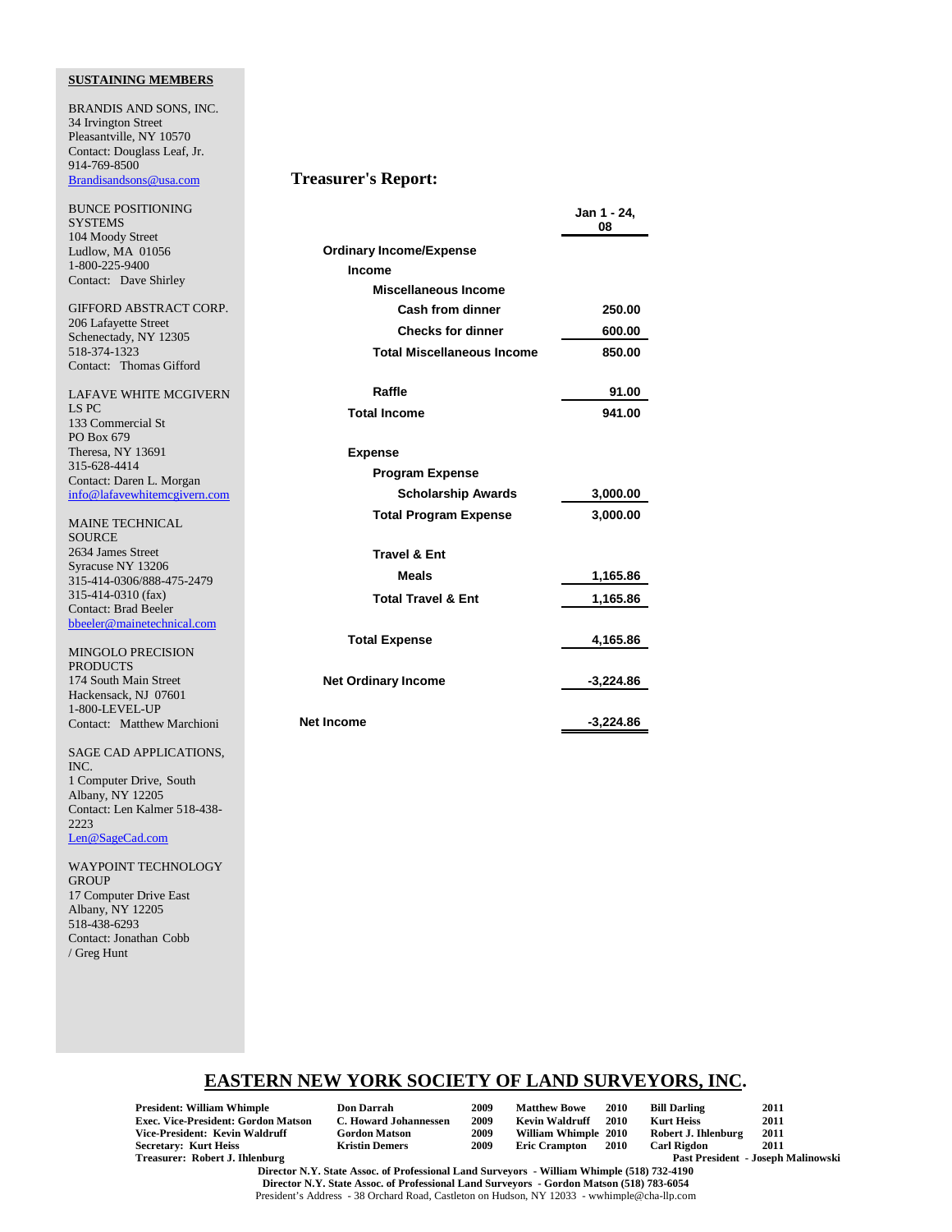**SUSTAINING MEMBERS**

BRANDIS AND SONS, INC.
34 Irvington Street
Pleasantville, NY 10570
Contact: Douglass Leaf, Jr.
914-769-8500
Brandisandsons@usa.com

BUNCE POSITIONING SYSTEMS
104 Moody Street
Ludlow, MA 01056
1-800-225-9400
Contact: Dave Shirley

GIFFORD ABSTRACT CORP.
206 Lafayette Street
Schenectady, NY 12305
518-374-1323
Contact: Thomas Gifford

LAFAVE WHITE MCGIVERN LS PC
133 Commercial St
PO Box 679
Theresa, NY 13691
315-628-4414
Contact: Daren L. Morgan
info@lafavewhitemcgivern.com

MAINE TECHNICAL SOURCE
2634 James Street
Syracuse NY 13206
315-414-0306/888-475-2479
315-414-0310 (fax)
Contact: Brad Beeler
bbeeler@mainetechnical.com

MINGOLO PRECISION PRODUCTS
174 South Main Street
Hackensack, NJ 07601
1-800-LEVEL-UP
Contact: Matthew Marchioni

SAGE CAD APPLICATIONS, INC.
1 Computer Drive, South
Albany, NY 12205
Contact: Len Kalmer 518-438-2223
Len@SageCad.com

WAYPOINT TECHNOLOGY GROUP
17 Computer Drive East
Albany, NY 12205
518-438-6293
Contact: Jonathan Cobb / Greg Hunt

## Treasurer's Report:

| | Jan 1 - 24, 08 |
|---|---|
| **Ordinary Income/Expense** | |
| **Income** | |
| **Miscellaneous Income** | |
| **Cash from dinner** | 250.00 |
| **Checks for dinner** | 600.00 |
| **Total Miscellaneous Income** | 850.00 |
| **Raffle** | 91.00 |
| **Total Income** | 941.00 |
| **Expense** | |
| **Program Expense** | |
| **Scholarship Awards** | 3,000.00 |
| **Total Program Expense** | 3,000.00 |
| **Travel & Ent** | |
| **Meals** | 1,165.86 |
| **Total Travel & Ent** | 1,165.86 |
| **Total Expense** | 4,165.86 |
| **Net Ordinary Income** | -3,224.86 |
| **Net Income** | -3,224.86 |

## EASTERN NEW YORK SOCIETY OF LAND SURVEYORS, INC.

| | | | | | | |
|---|---|---|---|---|---|---|
| **President: William Whimple** | **Don Darrah 2009** | **Matthew Bowe** | **2010** | **Bill Darling** | **2011** |
| **Exec. Vice-President: Gordon Matson** | **C. Howard Johannessen 2009** | **Kevin Waldruff** | **2010** | **Kurt Heiss** | **2011** |
| **Vice-President: Kevin Waldruff** | **Gordon Matson 2009** | **William Whimple** | **2010** | **Robert J. Ihlenburg** | **2011** |
| **Secretary: Kurt Heiss** | **Kristin Demers 2009** | **Eric Crampton** | **2010** | **Carl Rigdon** | **2011** |
| **Treasurer: Robert J. Ihlenburg** | | | | **Past President - Joseph Malinowski** | |

**Director N.Y. State Assoc. of Professional Land Surveyors - William Whimple (518) 732-4190**
**Director N.Y. State Assoc. of Professional Land Surveyors - Gordon Matson (518) 783-6054**
President's Address - 38 Orchard Road, Castleton on Hudson, NY 12033 - wwhimple@cha-llp.com